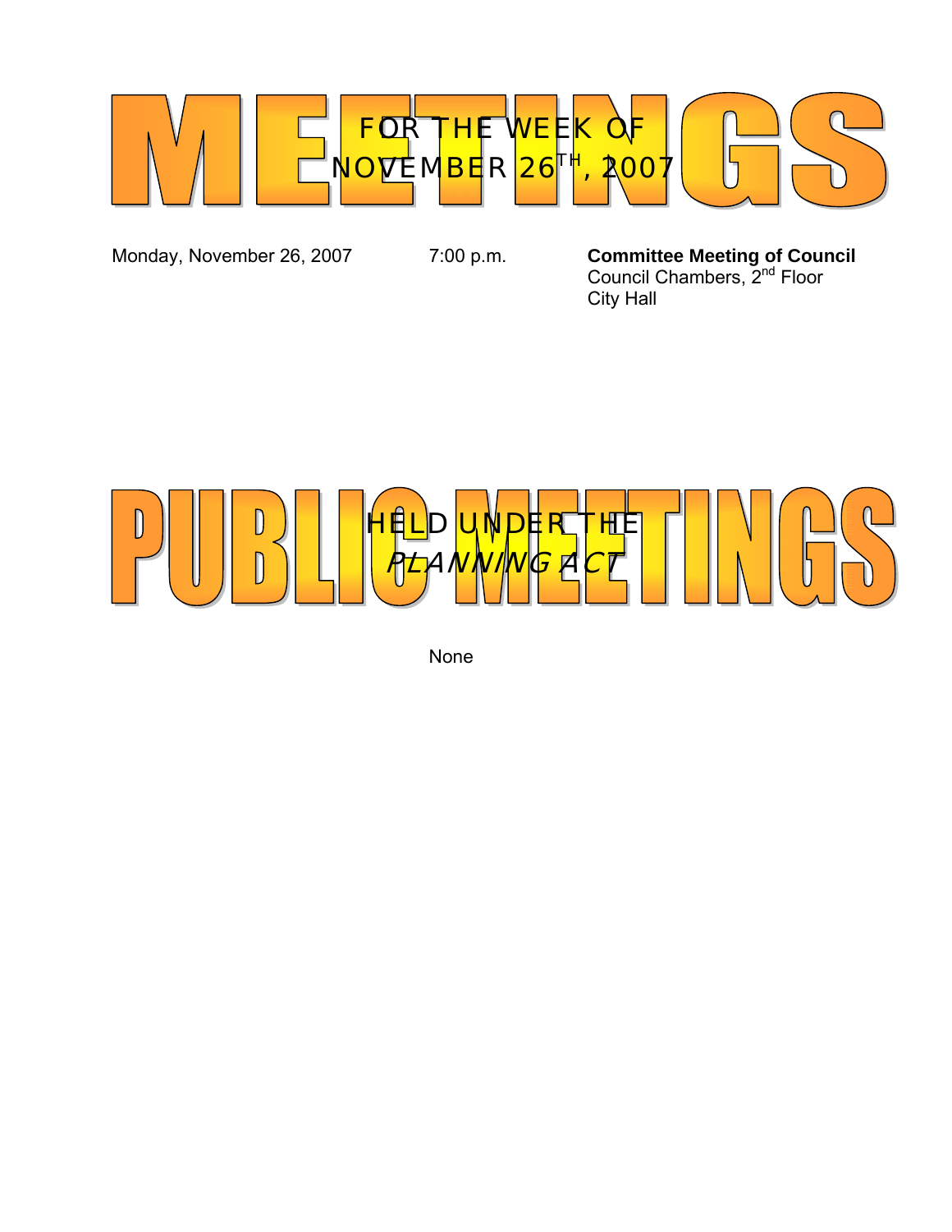# MEETINGS

## FOR THE WEEK OF NOVEMBER 26TH, 2007

Monday, November 26, 2007 — 7:00 p.m. — **Committee Meeting of Council**
Council Chambers, 2nd Floor
City Hall

# PUBLIC MEETINGS

## HELD UNDER THE *PLANNING ACT*

None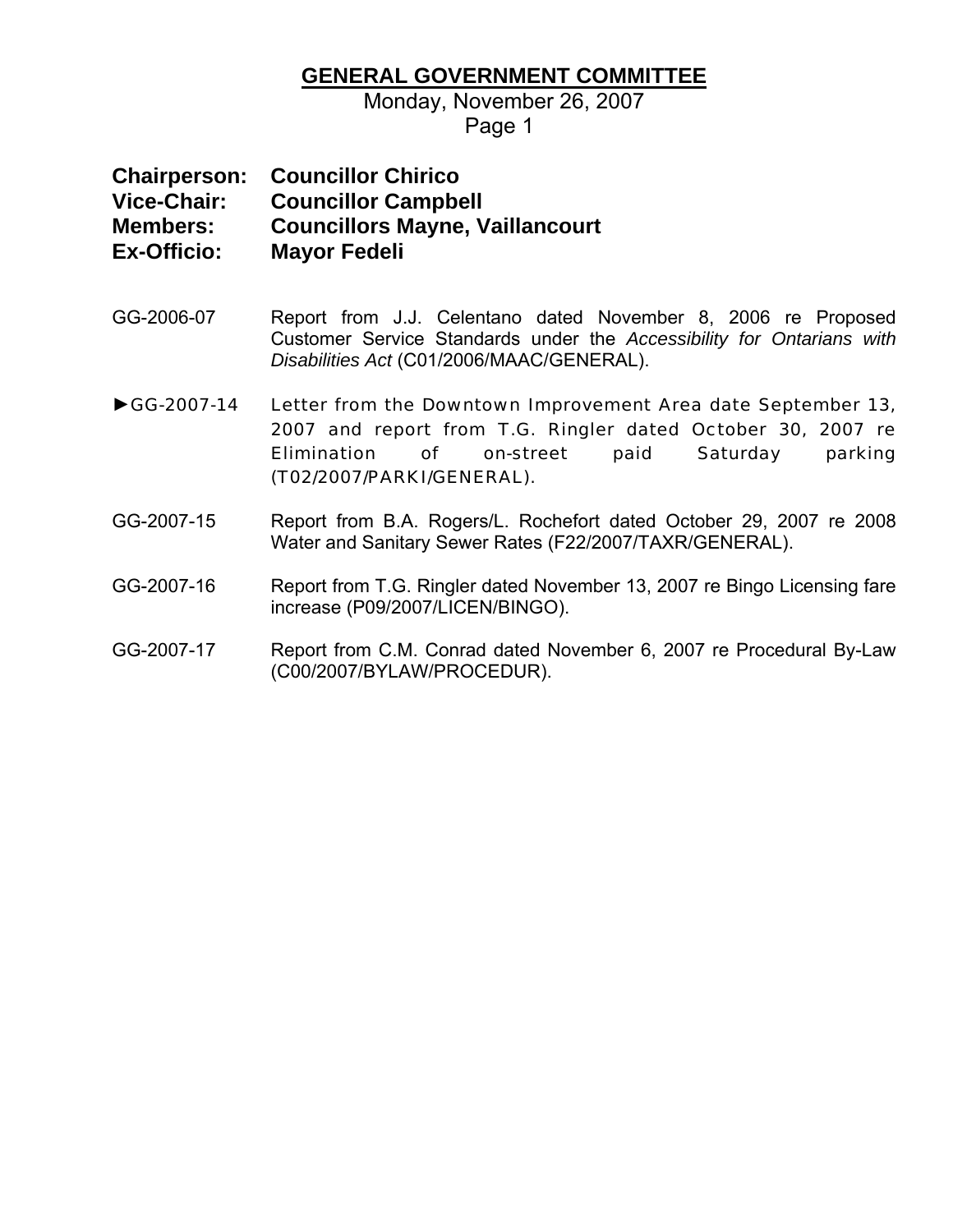# GENERAL GOVERNMENT COMMITTEE

Monday, November 26, 2007

Page 1

**Chairperson: Councillor Chirico**
**Vice-Chair: Councillor Campbell**
**Members: Councillors Mayne, Vaillancourt**
**Ex-Officio: Mayor Fedeli**

GG-2006-07 Report from J.J. Celentano dated November 8, 2006 re Proposed Customer Service Standards under the *Accessibility for Ontarians with Disabilities Act* (C01/2006/MAAC/GENERAL).

►GG-2007-14 Letter from the Downtown Improvement Area date September 13, 2007 and report from T.G. Ringler dated October 30, 2007 re Elimination of on-street paid Saturday parking (T02/2007/PARKI/GENERAL).

GG-2007-15 Report from B.A. Rogers/L. Rochefort dated October 29, 2007 re 2008 Water and Sanitary Sewer Rates (F22/2007/TAXR/GENERAL).

GG-2007-16 Report from T.G. Ringler dated November 13, 2007 re Bingo Licensing fare increase (P09/2007/LICEN/BINGO).

GG-2007-17 Report from C.M. Conrad dated November 6, 2007 re Procedural By-Law (C00/2007/BYLAW/PROCEDUR).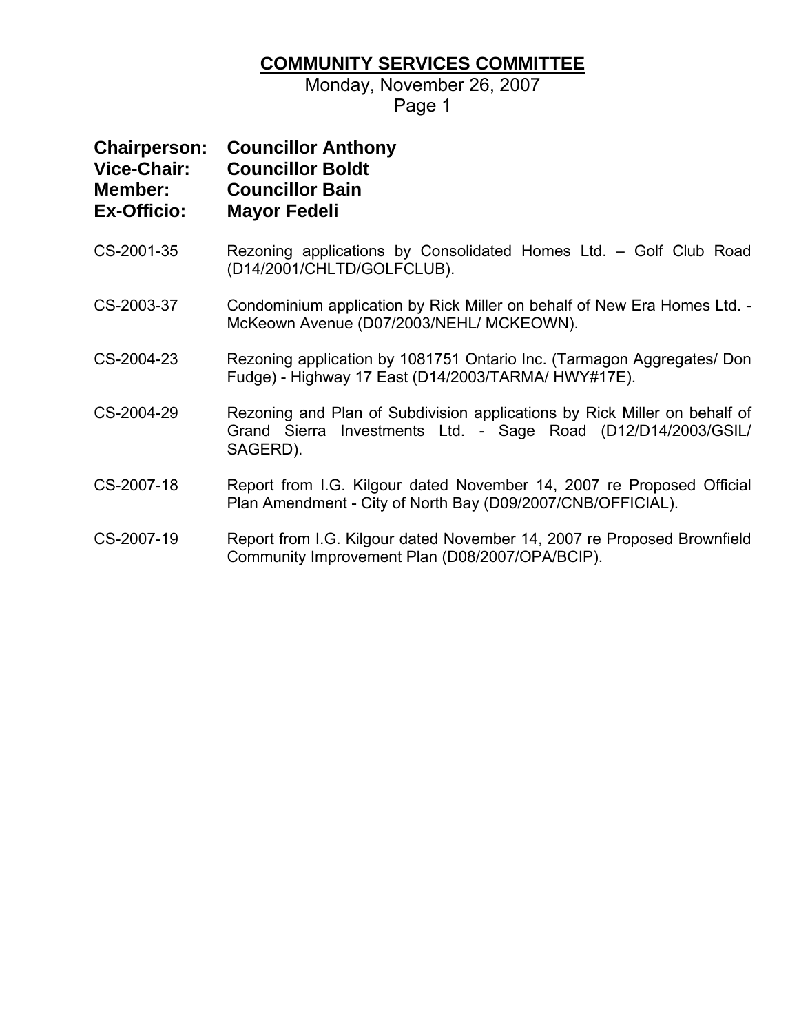# COMMUNITY SERVICES COMMITTEE

Monday, November 26, 2007

**Chairperson:** **Councillor Anthony**
**Vice-Chair:** **Councillor Boldt**
**Member:** **Councillor Bain**
**Ex-Officio:** **Mayor Fedeli**

CS-2001-35 Rezoning applications by Consolidated Homes Ltd. – Golf Club Road (D14/2001/CHLTD/GOLFCLUB).

CS-2003-37 Condominium application by Rick Miller on behalf of New Era Homes Ltd. - McKeown Avenue (D07/2003/NEHL/ MCKEOWN).

CS-2004-23 Rezoning application by 1081751 Ontario Inc. (Tarmagon Aggregates/ Don Fudge) - Highway 17 East (D14/2003/TARMA/ HWY#17E).

CS-2004-29 Rezoning and Plan of Subdivision applications by Rick Miller on behalf of Grand Sierra Investments Ltd. - Sage Road (D12/D14/2003/GSIL/ SAGERD).

CS-2007-18 Report from I.G. Kilgour dated November 14, 2007 re Proposed Official Plan Amendment - City of North Bay (D09/2007/CNB/OFFICIAL).

CS-2007-19 Report from I.G. Kilgour dated November 14, 2007 re Proposed Brownfield Community Improvement Plan (D08/2007/OPA/BCIP).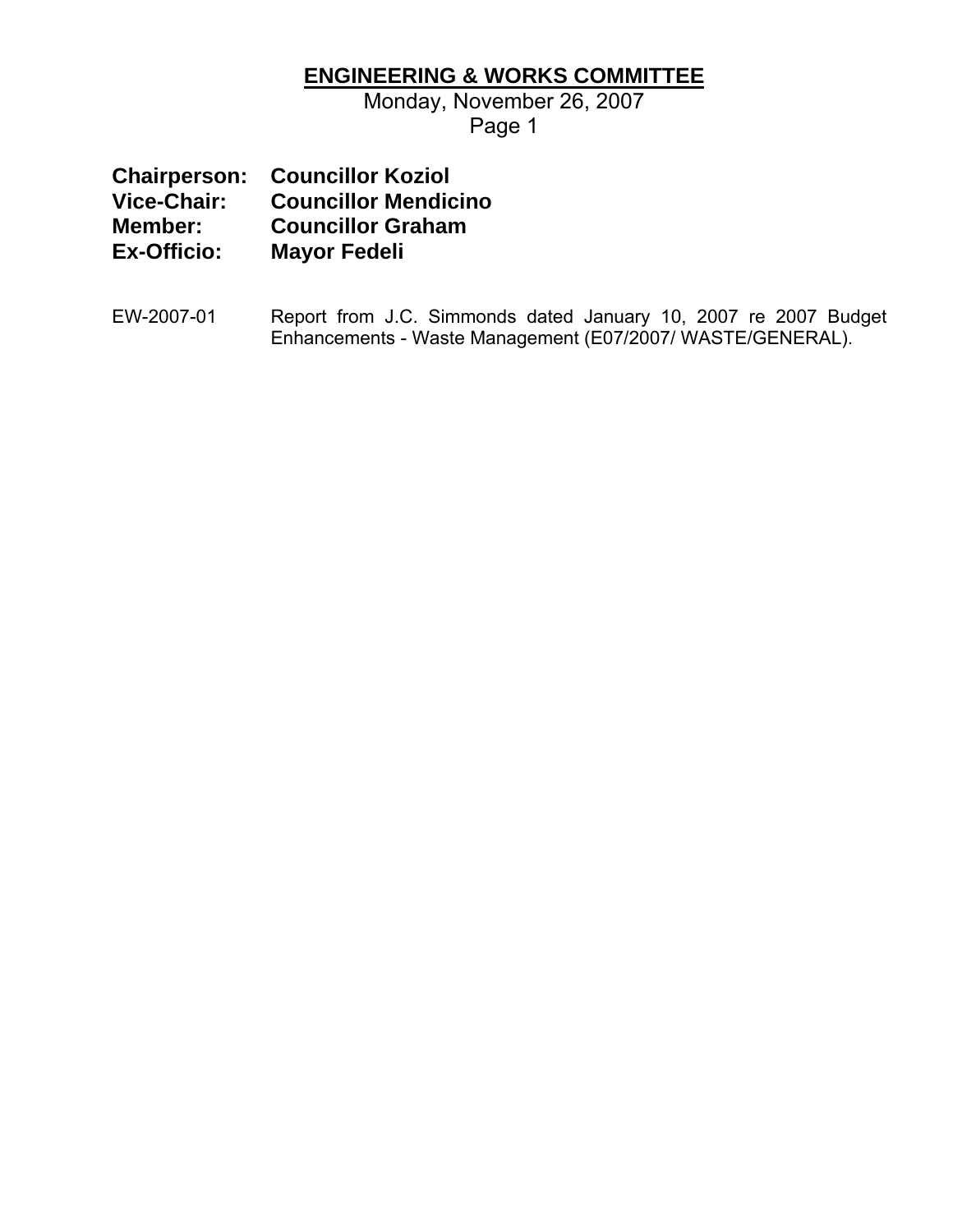# ENGINEERING & WORKS COMMITTEE

Monday, November 26, 2007

Page 1

**Chairperson:** **Councillor Koziol**
**Vice-Chair:** **Councillor Mendicino**
**Member:** **Councillor Graham**
**Ex-Officio:** **Mayor Fedeli**

EW-2007-01 Report from J.C. Simmonds dated January 10, 2007 re 2007 Budget Enhancements - Waste Management (E07/2007/ WASTE/GENERAL).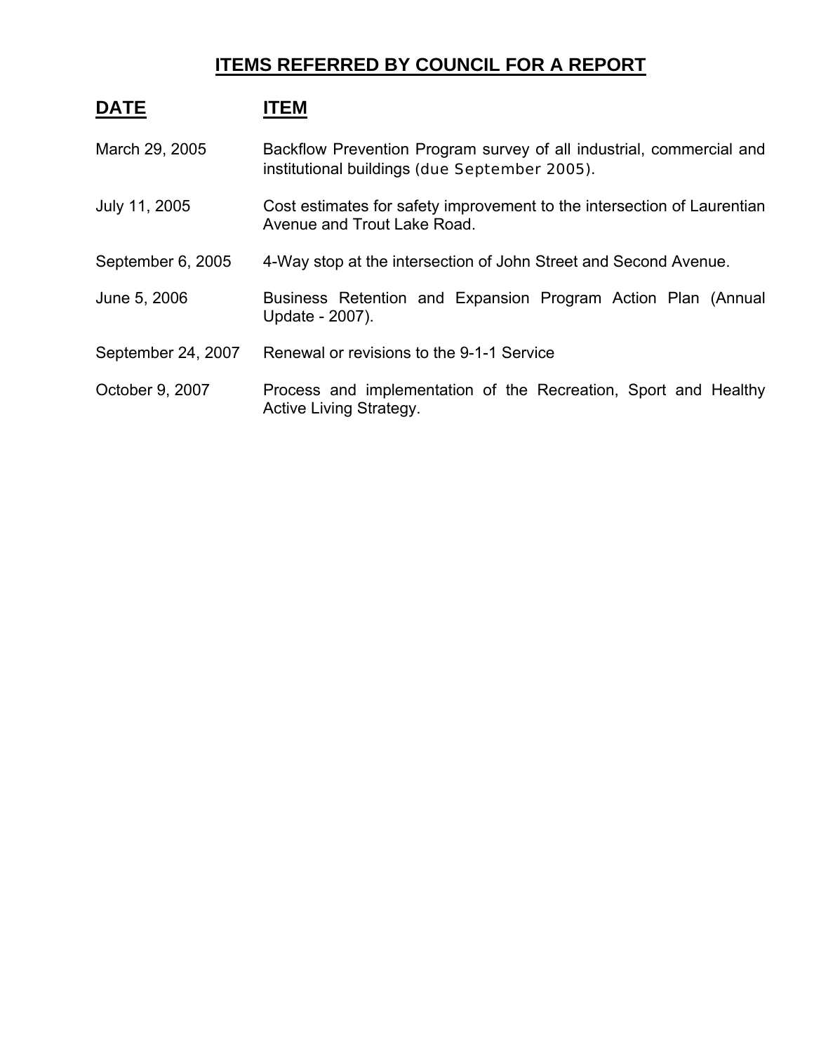# ITEMS REFERRED BY COUNCIL FOR A REPORT

| DATE | ITEM |
|---|---|
| March 29, 2005 | Backflow Prevention Program survey of all industrial, commercial and institutional buildings (due September 2005). |
| July 11, 2005 | Cost estimates for safety improvement to the intersection of Laurentian Avenue and Trout Lake Road. |
| September 6, 2005 | 4-Way stop at the intersection of John Street and Second Avenue. |
| June 5, 2006 | Business Retention and Expansion Program Action Plan (Annual Update - 2007). |
| September 24, 2007 | Renewal or revisions to the 9-1-1 Service |
| October 9, 2007 | Process and implementation of the Recreation, Sport and Healthy Active Living Strategy. |